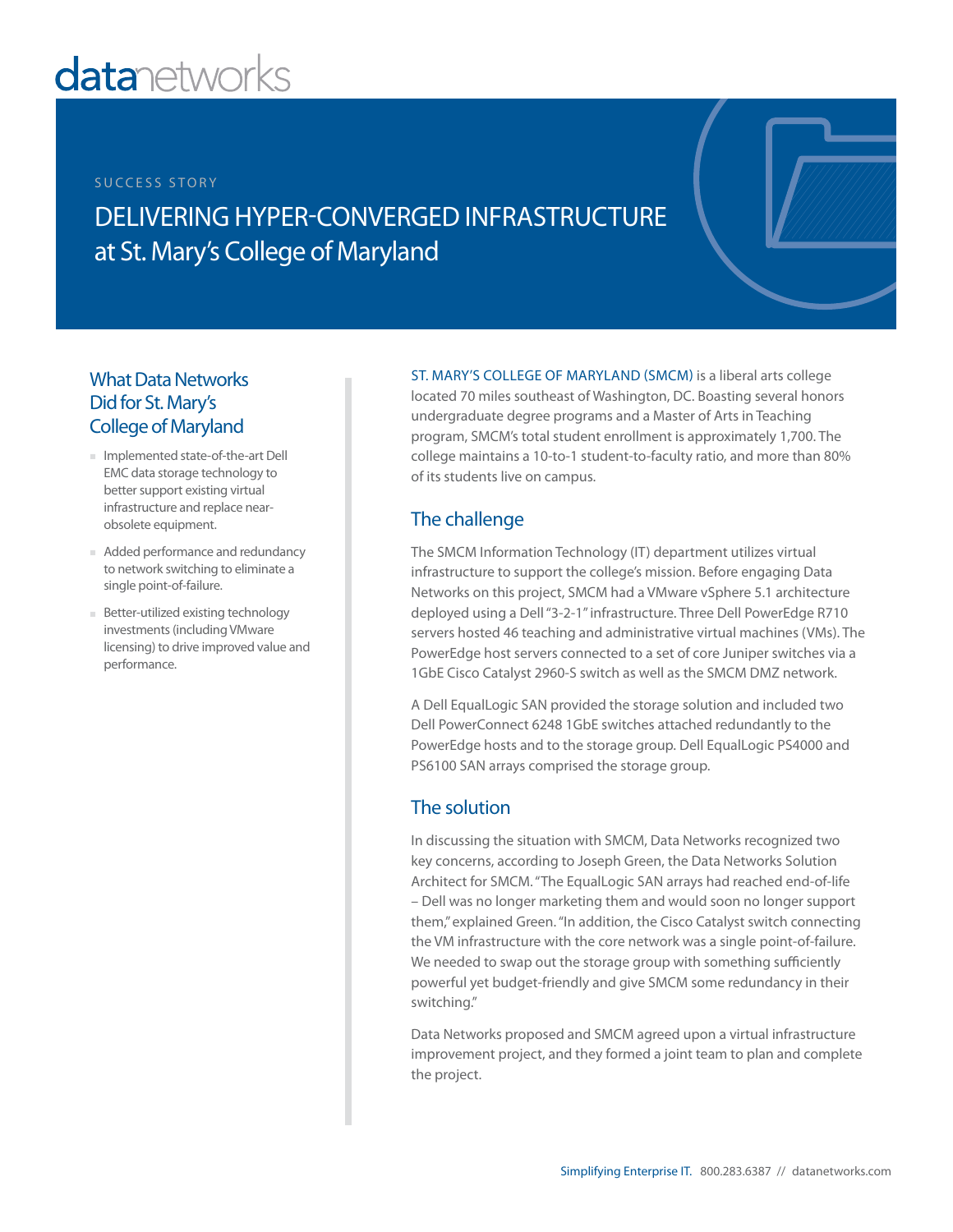datanetworks

SUCCESS STORY

# DELIVERING HYPER-CONVERGED INFRASTRUCTURE at St. Mary's College of Maryland

### What Data Networks Did for St. Mary's College of Maryland

- Implemented state-of-the-art Dell EMC data storage technology to better support existing virtual infrastructure and replace near-obsolete equipment.
- Added performance and redundancy to network switching to eliminate a single point-of-failure.
- Better-utilized existing technology investments (including VMware licensing) to drive improved value and performance.

ST. MARY'S COLLEGE OF MARYLAND (SMCM) is a liberal arts college located 70 miles southeast of Washington, DC. Boasting several honors undergraduate degree programs and a Master of Arts in Teaching program, SMCM's total student enrollment is approximately 1,700. The college maintains a 10-to-1 student-to-faculty ratio, and more than 80% of its students live on campus.

## The challenge

The SMCM Information Technology (IT) department utilizes virtual infrastructure to support the college's mission. Before engaging Data Networks on this project, SMCM had a VMware vSphere 5.1 architecture deployed using a Dell "3-2-1" infrastructure. Three Dell PowerEdge R710 servers hosted 46 teaching and administrative virtual machines (VMs). The PowerEdge host servers connected to a set of core Juniper switches via a 1GbE Cisco Catalyst 2960-S switch as well as the SMCM DMZ network.

A Dell EqualLogic SAN provided the storage solution and included two Dell PowerConnect 6248 1GbE switches attached redundantly to the PowerEdge hosts and to the storage group. Dell EqualLogic PS4000 and PS6100 SAN arrays comprised the storage group.

## The solution

In discussing the situation with SMCM, Data Networks recognized two key concerns, according to Joseph Green, the Data Networks Solution Architect for SMCM. "The EqualLogic SAN arrays had reached end-of-life – Dell was no longer marketing them and would soon no longer support them," explained Green. "In addition, the Cisco Catalyst switch connecting the VM infrastructure with the core network was a single point-of-failure. We needed to swap out the storage group with something sufficiently powerful yet budget-friendly and give SMCM some redundancy in their switching."

Data Networks proposed and SMCM agreed upon a virtual infrastructure improvement project, and they formed a joint team to plan and complete the project.

Simplifying Enterprise IT. 800.283.6387 // datanetworks.com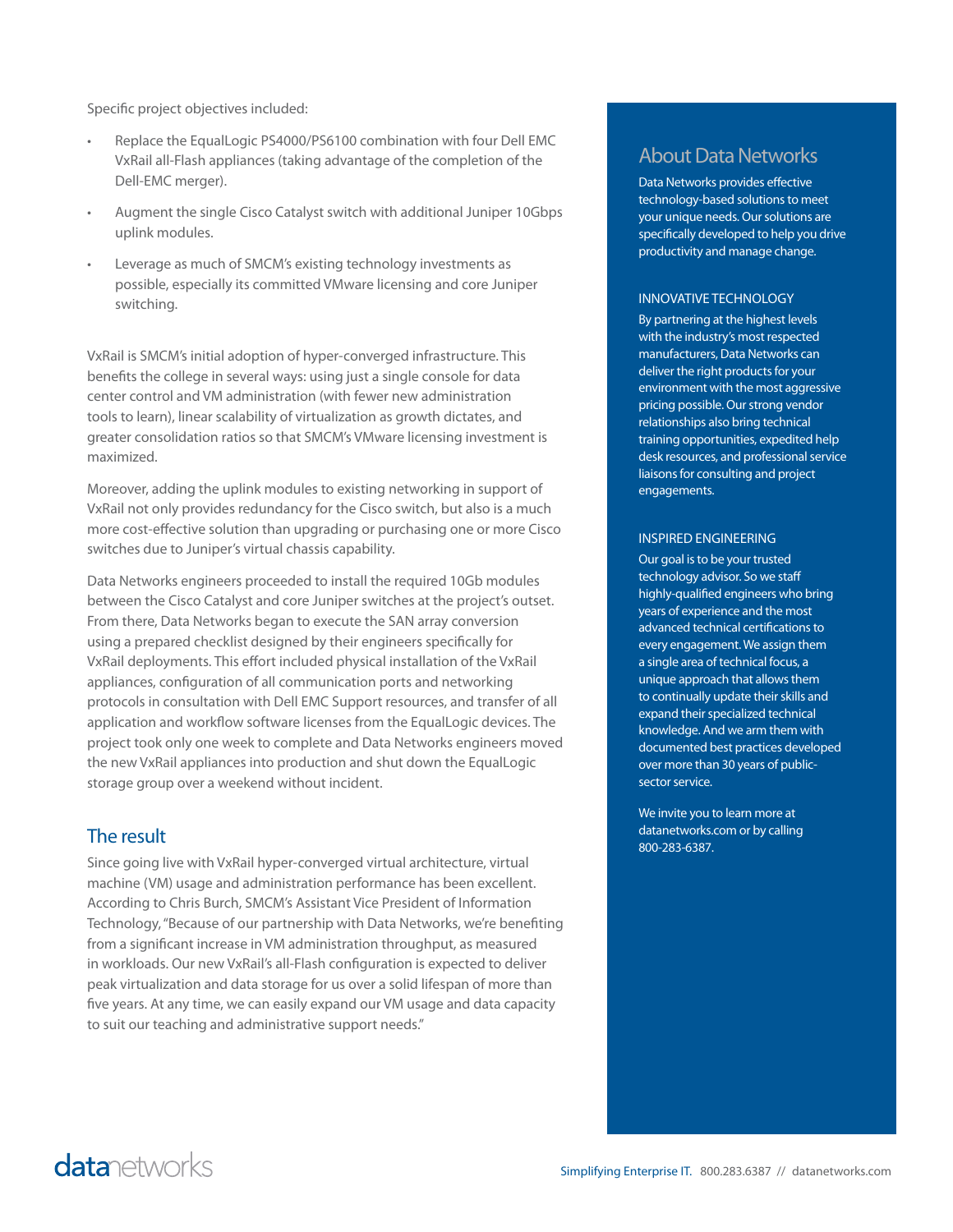Specific project objectives included:

- Replace the EqualLogic PS4000/PS6100 combination with four Dell EMC VxRail all-Flash appliances (taking advantage of the completion of the Dell-EMC merger).
- Augment the single Cisco Catalyst switch with additional Juniper 10Gbps uplink modules.
- Leverage as much of SMCM's existing technology investments as possible, especially its committed VMware licensing and core Juniper switching.

VxRail is SMCM's initial adoption of hyper-converged infrastructure. This benefits the college in several ways: using just a single console for data center control and VM administration (with fewer new administration tools to learn), linear scalability of virtualization as growth dictates, and greater consolidation ratios so that SMCM's VMware licensing investment is maximized.

Moreover, adding the uplink modules to existing networking in support of VxRail not only provides redundancy for the Cisco switch, but also is a much more cost-effective solution than upgrading or purchasing one or more Cisco switches due to Juniper's virtual chassis capability.

Data Networks engineers proceeded to install the required 10Gb modules between the Cisco Catalyst and core Juniper switches at the project's outset. From there, Data Networks began to execute the SAN array conversion using a prepared checklist designed by their engineers specifically for VxRail deployments. This effort included physical installation of the VxRail appliances, configuration of all communication ports and networking protocols in consultation with Dell EMC Support resources, and transfer of all application and workflow software licenses from the EqualLogic devices. The project took only one week to complete and Data Networks engineers moved the new VxRail appliances into production and shut down the EqualLogic storage group over a weekend without incident.

## The result

Since going live with VxRail hyper-converged virtual architecture, virtual machine (VM) usage and administration performance has been excellent. According to Chris Burch, SMCM's Assistant Vice President of Information Technology, "Because of our partnership with Data Networks, we're benefiting from a significant increase in VM administration throughput, as measured in workloads. Our new VxRail's all-Flash configuration is expected to deliver peak virtualization and data storage for us over a solid lifespan of more than five years. At any time, we can easily expand our VM usage and data capacity to suit our teaching and administrative support needs."

## About Data Networks

Data Networks provides effective technology-based solutions to meet your unique needs. Our solutions are specifically developed to help you drive productivity and manage change.

### INNOVATIVE TECHNOLOGY

By partnering at the highest levels with the industry's most respected manufacturers, Data Networks can deliver the right products for your environment with the most aggressive pricing possible. Our strong vendor relationships also bring technical training opportunities, expedited help desk resources, and professional service liaisons for consulting and project engagements.

### INSPIRED ENGINEERING

Our goal is to be your trusted technology advisor. So we staff highly-qualified engineers who bring years of experience and the most advanced technical certifications to every engagement. We assign them a single area of technical focus, a unique approach that allows them to continually update their skills and expand their specialized technical knowledge. And we arm them with documented best practices developed over more than 30 years of public-sector service.

We invite you to learn more at datanetworks.com or by calling 800-283-6387.

datanetworks

Simplifying Enterprise IT. 800.283.6387 // datanetworks.com